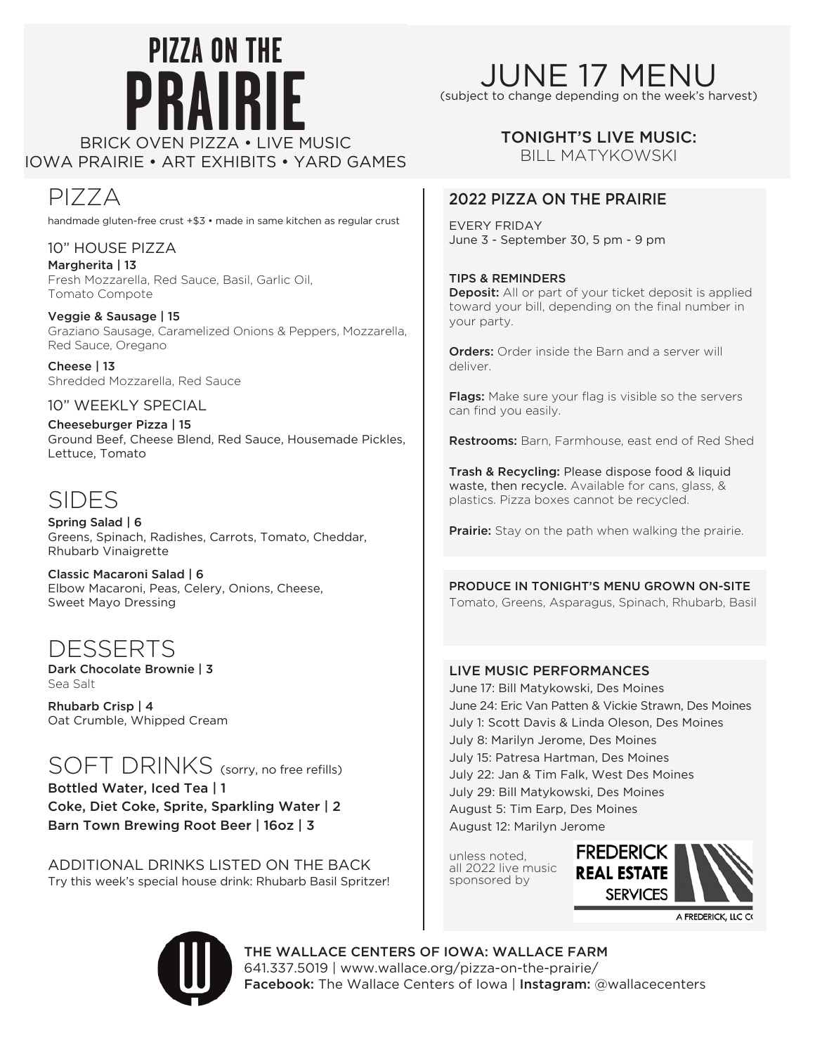# PIZZA ON THE PRAIRIE

BRICK OVEN PIZZA • LIVE MUSIC
IOWA PRAIRIE • ART EXHIBITS • YARD GAMES

# JUNE 17 MENU

(subject to change depending on the week's harvest)

**TONIGHT'S LIVE MUSIC:**
BILL MATYKOWSKI

## PIZZA

handmade gluten-free crust +$3 • made in same kitchen as regular crust

### 10" HOUSE PIZZA

**Margherita | 13**
Fresh Mozzarella, Red Sauce, Basil, Garlic Oil, Tomato Compote

**Veggie & Sausage | 15**
Graziano Sausage, Caramelized Onions & Peppers, Mozzarella, Red Sauce, Oregano

**Cheese | 13**
Shredded Mozzarella, Red Sauce

### 10" WEEKLY SPECIAL

**Cheeseburger Pizza | 15**
Ground Beef, Cheese Blend, Red Sauce, Housemade Pickles, Lettuce, Tomato

## SIDES

**Spring Salad | 6**
Greens, Spinach, Radishes, Carrots, Tomato, Cheddar, Rhubarb Vinaigrette

**Classic Macaroni Salad | 6**
Elbow Macaroni, Peas, Celery, Onions, Cheese, Sweet Mayo Dressing

## DESSERTS

**Dark Chocolate Brownie | 3**
Sea Salt

**Rhubarb Crisp | 4**
Oat Crumble, Whipped Cream

## SOFT DRINKS (sorry, no free refills)

**Bottled Water, Iced Tea | 1**
**Coke, Diet Coke, Sprite, Sparkling Water | 2**
**Barn Town Brewing Root Beer | 16oz | 3**

ADDITIONAL DRINKS LISTED ON THE BACK
Try this week's special house drink: Rhubarb Basil Spritzer!

## 2022 PIZZA ON THE PRAIRIE

EVERY FRIDAY
June 3 - September 30, 5 pm - 9 pm

**TIPS & REMINDERS**

**Deposit:** All or part of your ticket deposit is applied toward your bill, depending on the final number in your party.

**Orders:** Order inside the Barn and a server will deliver.

**Flags:** Make sure your flag is visible so the servers can find you easily.

**Restrooms:** Barn, Farmhouse, east end of Red Shed

**Trash & Recycling:** Please dispose food & liquid waste, then recycle. Available for cans, glass, & plastics. Pizza boxes cannot be recycled.

**Prairie:** Stay on the path when walking the prairie.

**PRODUCE IN TONIGHT'S MENU GROWN ON-SITE**
Tomato, Greens, Asparagus, Spinach, Rhubarb, Basil

**LIVE MUSIC PERFORMANCES**

June 17: Bill Matykowski, Des Moines
June 24: Eric Van Patten & Vickie Strawn, Des Moines
July 1: Scott Davis & Linda Oleson, Des Moines
July 8: Marilyn Jerome, Des Moines
July 15: Patresa Hartman, Des Moines
July 22: Jan & Tim Falk, West Des Moines
July 29: Bill Matykowski, Des Moines
August 5: Tim Earp, Des Moines
August 12: Marilyn Jerome

unless noted, all 2022 live music sponsored by FREDERICK REAL ESTATE SERVICES, A FREDERICK, LLC CO

**THE WALLACE CENTERS OF IOWA: WALLACE FARM**
641.337.5019 | www.wallace.org/pizza-on-the-prairie/
**Facebook:** The Wallace Centers of Iowa | **Instagram:** @wallacecenters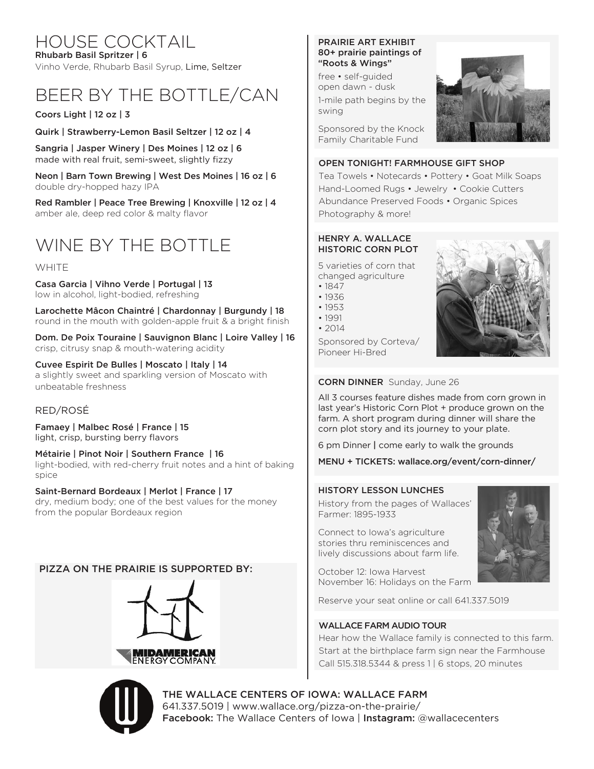# HOUSE COCKTAIL

**Rhubarb Basil Spritzer | 6**
Vinho Verde, Rhubarb Basil Syrup, Lime, Seltzer

# BEER BY THE BOTTLE/CAN

**Coors Light | 12 oz | 3**

**Quirk | Strawberry-Lemon Basil Seltzer | 12 oz | 4**

**Sangria | Jasper Winery | Des Moines | 12 oz | 6**
made with real fruit, semi-sweet, slightly fizzy

**Neon | Barn Town Brewing | West Des Moines | 16 oz | 6**
double dry-hopped hazy IPA

**Red Rambler | Peace Tree Brewing | Knoxville | 12 oz | 4**
amber ale, deep red color & malty flavor

# WINE BY THE BOTTLE

## WHITE

**Casa Garcia | Vihno Verde | Portugal | 13**
low in alcohol, light-bodied, refreshing

**Larochette Mâcon Chaintré | Chardonnay | Burgundy | 18**
round in the mouth with golden-apple fruit & a bright finish

**Dom. De Poix Touraine | Sauvignon Blanc | Loire Valley | 16**
crisp, citrusy snap & mouth-watering acidity

**Cuvee Espirit De Bulles | Moscato | Italy | 14**
a slightly sweet and sparkling version of Moscato with unbeatable freshness

## RED/ROSÉ

**Famaey | Malbec Rosé | France | 15**
light, crisp, bursting berry flavors

**Métairie | Pinot Noir | Southern France | 16**
light-bodied, with red-cherry fruit notes and a hint of baking spice

**Saint-Bernard Bordeaux | Merlot | France | 17**
dry, medium body; one of the best values for the money from the popular Bordeaux region

**PIZZA ON THE PRAIRIE IS SUPPORTED BY:**

MIDAMERICAN ENERGY COMPANY

### PRAIRIE ART EXHIBIT 80+ prairie paintings of "Roots & Wings"

free • self-guided
open dawn - dusk

1-mile path begins by the swing

Sponsored by the Knock Family Charitable Fund

### OPEN TONIGHT! FARMHOUSE GIFT SHOP

Tea Towels • Notecards • Pottery • Goat Milk Soaps
Hand-Loomed Rugs • Jewelry • Cookie Cutters
Abundance Preserved Foods • Organic Spices
Photography & more!

### HENRY A. WALLACE HISTORIC CORN PLOT

5 varieties of corn that changed agriculture

- 1847
- 1936
- 1953
- 1991
- 2014

Sponsored by Corteva/ Pioneer Hi-Bred

### CORN DINNER Sunday, June 26

All 3 courses feature dishes made from corn grown in last year's Historic Corn Plot + produce grown on the farm. A short program during dinner will share the corn plot story and its journey to your plate.

6 pm Dinner | come early to walk the grounds

**MENU + TICKETS: wallace.org/event/corn-dinner/**

### HISTORY LESSON LUNCHES

History from the pages of Wallaces' Farmer: 1895-1933

Connect to Iowa's agriculture stories thru reminiscences and lively discussions about farm life.

October 12: Iowa Harvest
November 16: Holidays on the Farm

Reserve your seat online or call 641.337.5019

### WALLACE FARM AUDIO TOUR

Hear how the Wallace family is connected to this farm.
Start at the birthplace farm sign near the Farmhouse
Call 515.318.5344 & press 1 | 6 stops, 20 minutes

THE WALLACE CENTERS OF IOWA: WALLACE FARM
641.337.5019 | www.wallace.org/pizza-on-the-prairie/
**Facebook:** The Wallace Centers of Iowa | **Instagram:** @wallacecenters